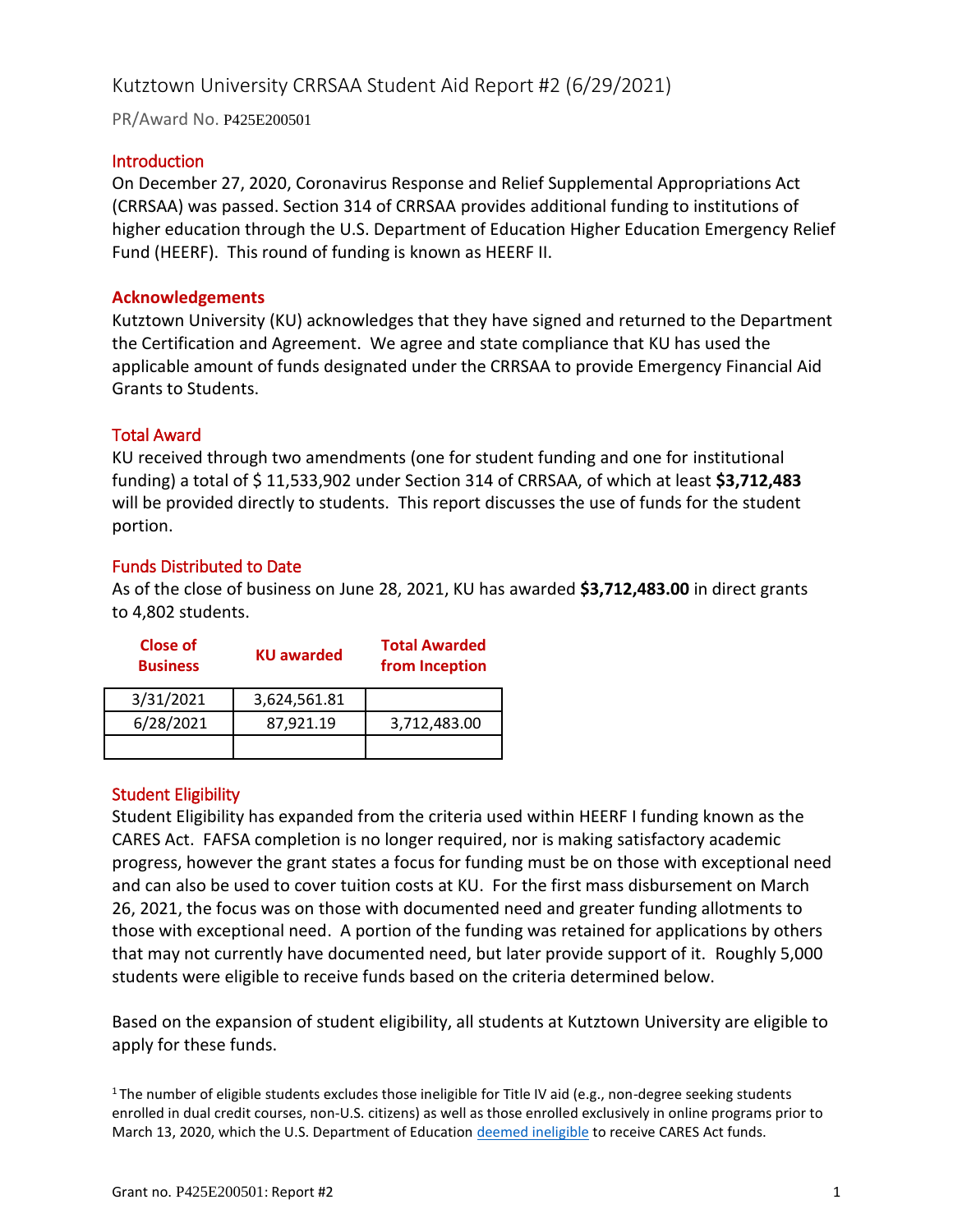# Kutztown University CRRSAA Student Aid Report #2 (6/29/2021)

PR/Award No. P425E200501

## Introduction

On December 27, 2020, Coronavirus Response and Relief Supplemental Appropriations Act (CRRSAA) was passed. Section 314 of CRRSAA provides additional funding to institutions of higher education through the U.S. Department of Education Higher Education Emergency Relief Fund (HEERF). This round of funding is known as HEERF II.

## Acknowledgements

Kutztown University (KU) acknowledges that they have signed and returned to the Department the Certification and Agreement. We agree and state compliance that KU has used the applicable amount of funds designated under the CRRSAA to provide Emergency Financial Aid Grants to Students.

## Total Award

KU received through two amendments (one for student funding and one for institutional funding) a total of $ 11,533,902 under Section 314 of CRRSAA, of which at least **$3,712,483** will be provided directly to students. This report discusses the use of funds for the student portion.

## Funds Distributed to Date

As of the close of business on June 28, 2021, KU has awarded **$3,712,483.00** in direct grants to 4,802 students.

| Close of Business | KU awarded | Total Awarded from Inception |
|---|---|---|
| 3/31/2021 | 3,624,561.81 | |
| 6/28/2021 | 87,921.19 | 3,712,483.00 |
| | | |

## Student Eligibility

Student Eligibility has expanded from the criteria used within HEERF I funding known as the CARES Act. FAFSA completion is no longer required, nor is making satisfactory academic progress, however the grant states a focus for funding must be on those with exceptional need and can also be used to cover tuition costs at KU. For the first mass disbursement on March 26, 2021, the focus was on those with documented need and greater funding allotments to those with exceptional need. A portion of the funding was retained for applications by others that may not currently have documented need, but later provide support of it. Roughly 5,000 students were eligible to receive funds based on the criteria determined below.

Based on the expansion of student eligibility, all students at Kutztown University are eligible to apply for these funds.

[1] The number of eligible students excludes those ineligible for Title IV aid (e.g., non-degree seeking students enrolled in dual credit courses, non-U.S. citizens) as well as those enrolled exclusively in online programs prior to March 13, 2020, which the U.S. Department of Education deemed ineligible to receive CARES Act funds.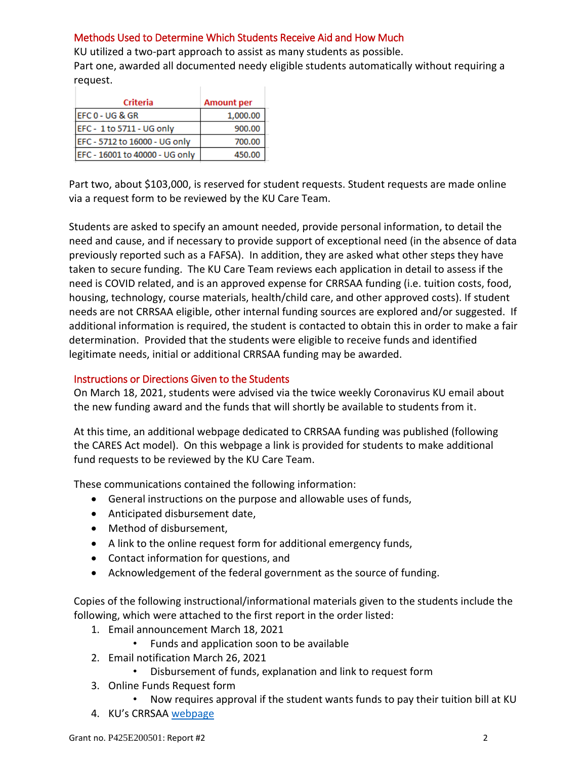## Methods Used to Determine Which Students Receive Aid and How Much

KU utilized a two-part approach to assist as many students as possible.

Part one, awarded all documented needy eligible students automatically without requiring a request.

| Criteria | Amount per |
| --- | --- |
| EFC 0 - UG & GR | 1,000.00 |
| EFC - 1 to 5711 - UG only | 900.00 |
| EFC - 5712 to 16000 - UG only | 700.00 |
| EFC - 16001 to 40000 - UG only | 450.00 |

Part two, about $103,000, is reserved for student requests. Student requests are made online via a request form to be reviewed by the KU Care Team.

Students are asked to specify an amount needed, provide personal information, to detail the need and cause, and if necessary to provide support of exceptional need (in the absence of data previously reported such as a FAFSA). In addition, they are asked what other steps they have taken to secure funding. The KU Care Team reviews each application in detail to assess if the need is COVID related, and is an approved expense for CRRSAA funding (i.e. tuition costs, food, housing, technology, course materials, health/child care, and other approved costs). If student needs are not CRRSAA eligible, other internal funding sources are explored and/or suggested. If additional information is required, the student is contacted to obtain this in order to make a fair determination. Provided that the students were eligible to receive funds and identified legitimate needs, initial or additional CRRSAA funding may be awarded.

## Instructions or Directions Given to the Students

On March 18, 2021, students were advised via the twice weekly Coronavirus KU email about the new funding award and the funds that will shortly be available to students from it.

At this time, an additional webpage dedicated to CRRSAA funding was published (following the CARES Act model). On this webpage a link is provided for students to make additional fund requests to be reviewed by the KU Care Team.

These communications contained the following information:

- General instructions on the purpose and allowable uses of funds,
- Anticipated disbursement date,
- Method of disbursement,
- A link to the online request form for additional emergency funds,
- Contact information for questions, and
- Acknowledgement of the federal government as the source of funding.

Copies of the following instructional/informational materials given to the students include the following, which were attached to the first report in the order listed:

1. Email announcement March 18, 2021
   - Funds and application soon to be available
2. Email notification March 26, 2021
   - Disbursement of funds, explanation and link to request form
3. Online Funds Request form
   - Now requires approval if the student wants funds to pay their tuition bill at KU
4. KU's CRRSAA webpage